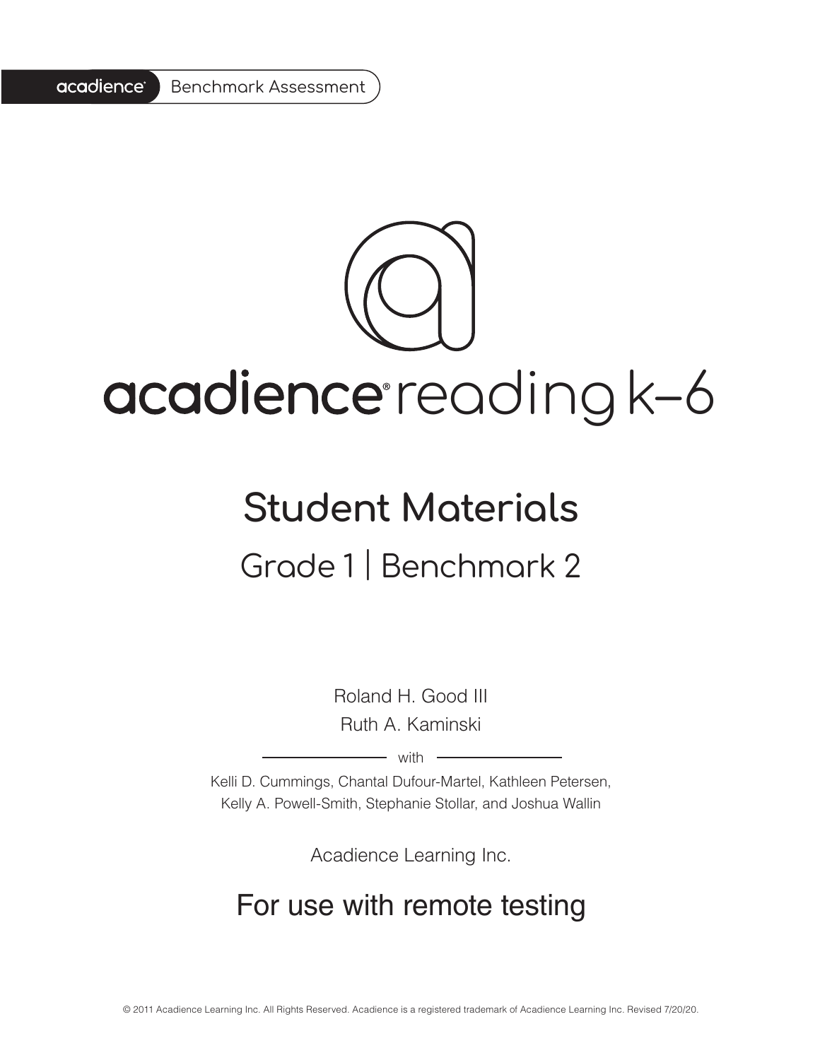acadience® Benchmark Assessment

# acadience® reading k–6

## Student Materials

### Grade 1 | Benchmark 2

Roland H. Good III

Ruth A. Kaminski

with

Kelli D. Cummings, Chantal Dufour-Martel, Kathleen Petersen, Kelly A. Powell-Smith, Stephanie Stollar, and Joshua Wallin

Acadience Learning Inc.

## For use with remote testing

© 2011 Acadience Learning Inc. All Rights Reserved. Acadience is a registered trademark of Acadience Learning Inc. Revised 7/20/20.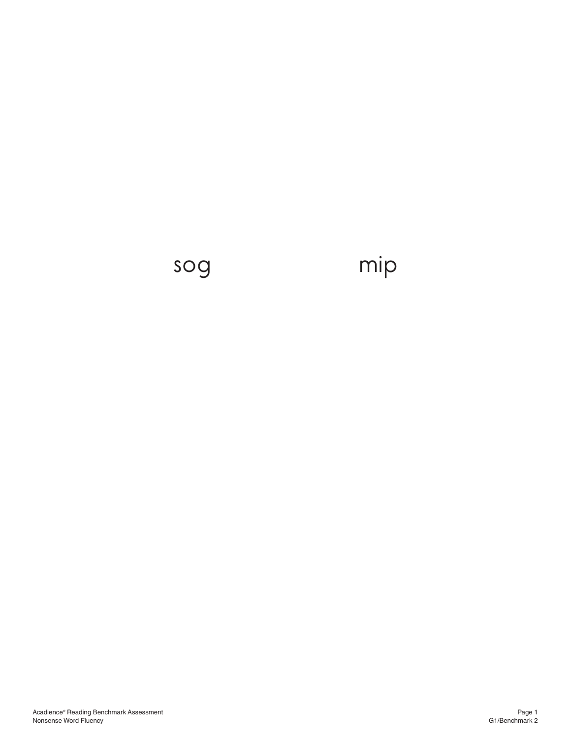sog mip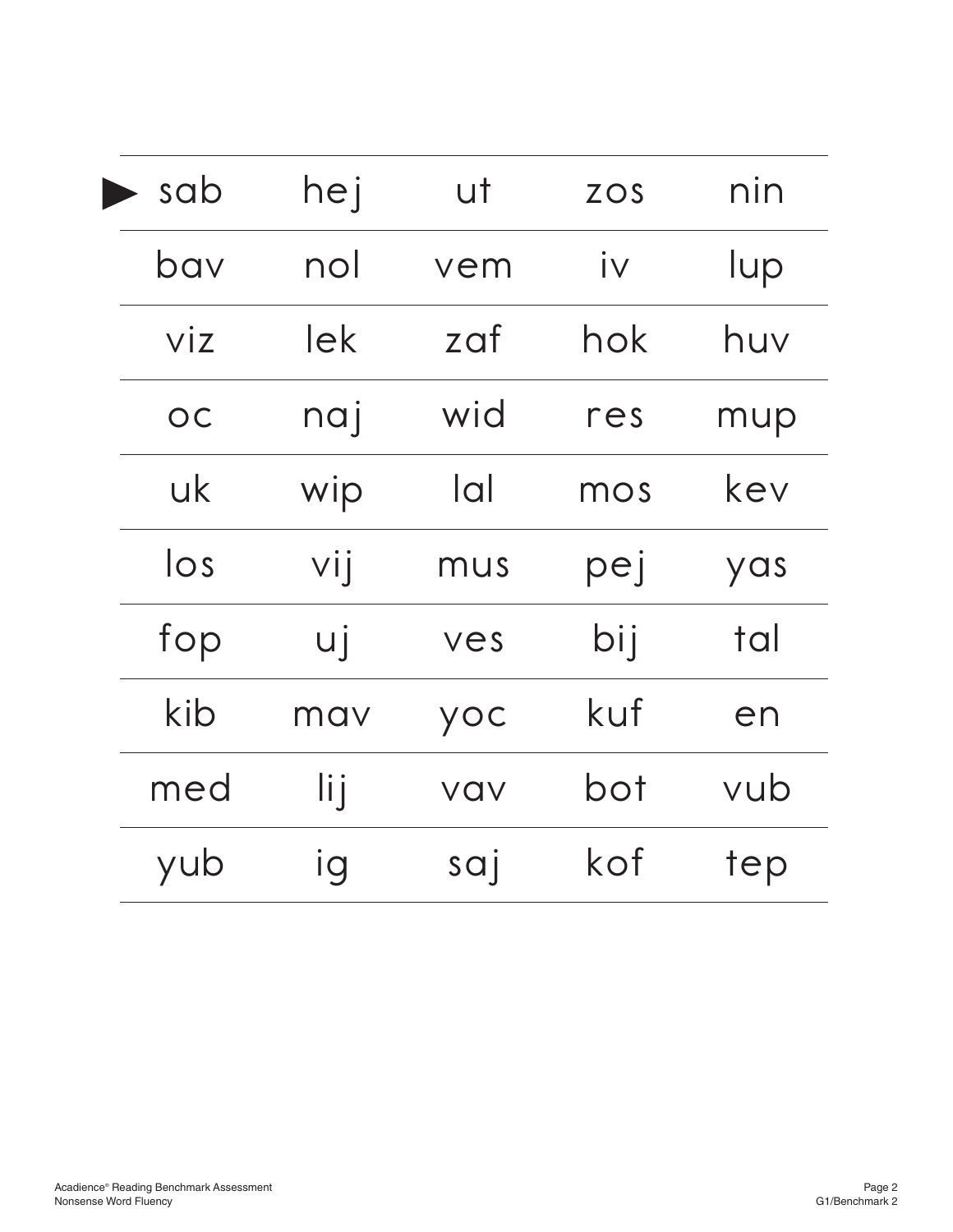| | | | | |
|---|---|---|---|---|
| ► sab | hej | ut | zos | nin |
| bav | nol | vem | iv | lup |
| viz | lek | zaf | hok | huv |
| oc | naj | wid | res | mup |
| uk | wip | lal | mos | kev |
| los | vij | mus | pej | yas |
| fop | uj | ves | bij | tal |
| kib | mav | yoc | kuf | en |
| med | lij | vav | bot | vub |
| yub | ig | saj | kof | tep |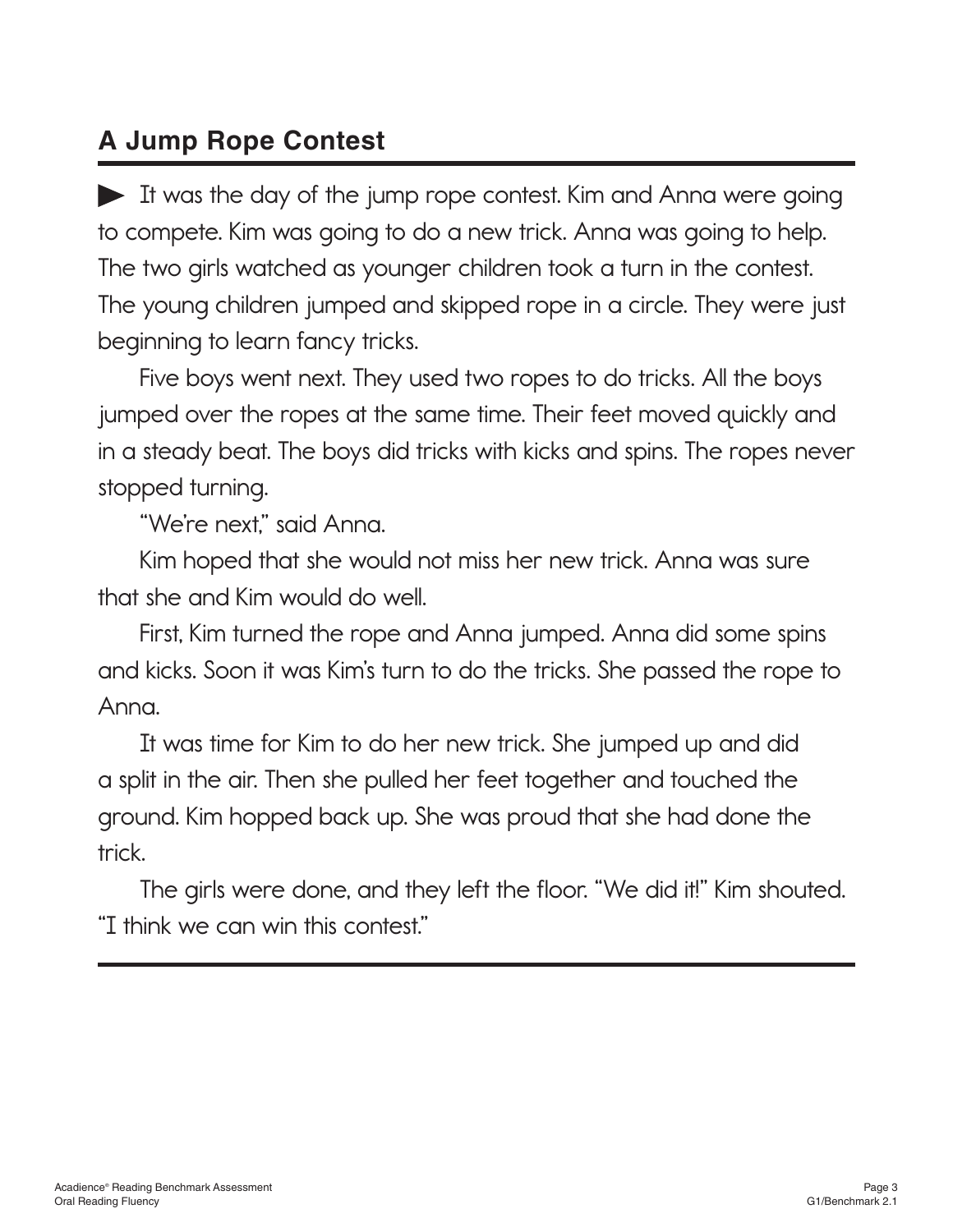## A Jump Rope Contest

▶ It was the day of the jump rope contest. Kim and Anna were going to compete. Kim was going to do a new trick. Anna was going to help. The two girls watched as younger children took a turn in the contest. The young children jumped and skipped rope in a circle. They were just beginning to learn fancy tricks.

Five boys went next. They used two ropes to do tricks. All the boys jumped over the ropes at the same time. Their feet moved quickly and in a steady beat. The boys did tricks with kicks and spins. The ropes never stopped turning.

"We're next," said Anna.

Kim hoped that she would not miss her new trick. Anna was sure that she and Kim would do well.

First, Kim turned the rope and Anna jumped. Anna did some spins and kicks. Soon it was Kim's turn to do the tricks. She passed the rope to Anna.

It was time for Kim to do her new trick. She jumped up and did a split in the air. Then she pulled her feet together and touched the ground. Kim hopped back up. She was proud that she had done the trick.

The girls were done, and they left the floor. "We did it!" Kim shouted. "I think we can win this contest."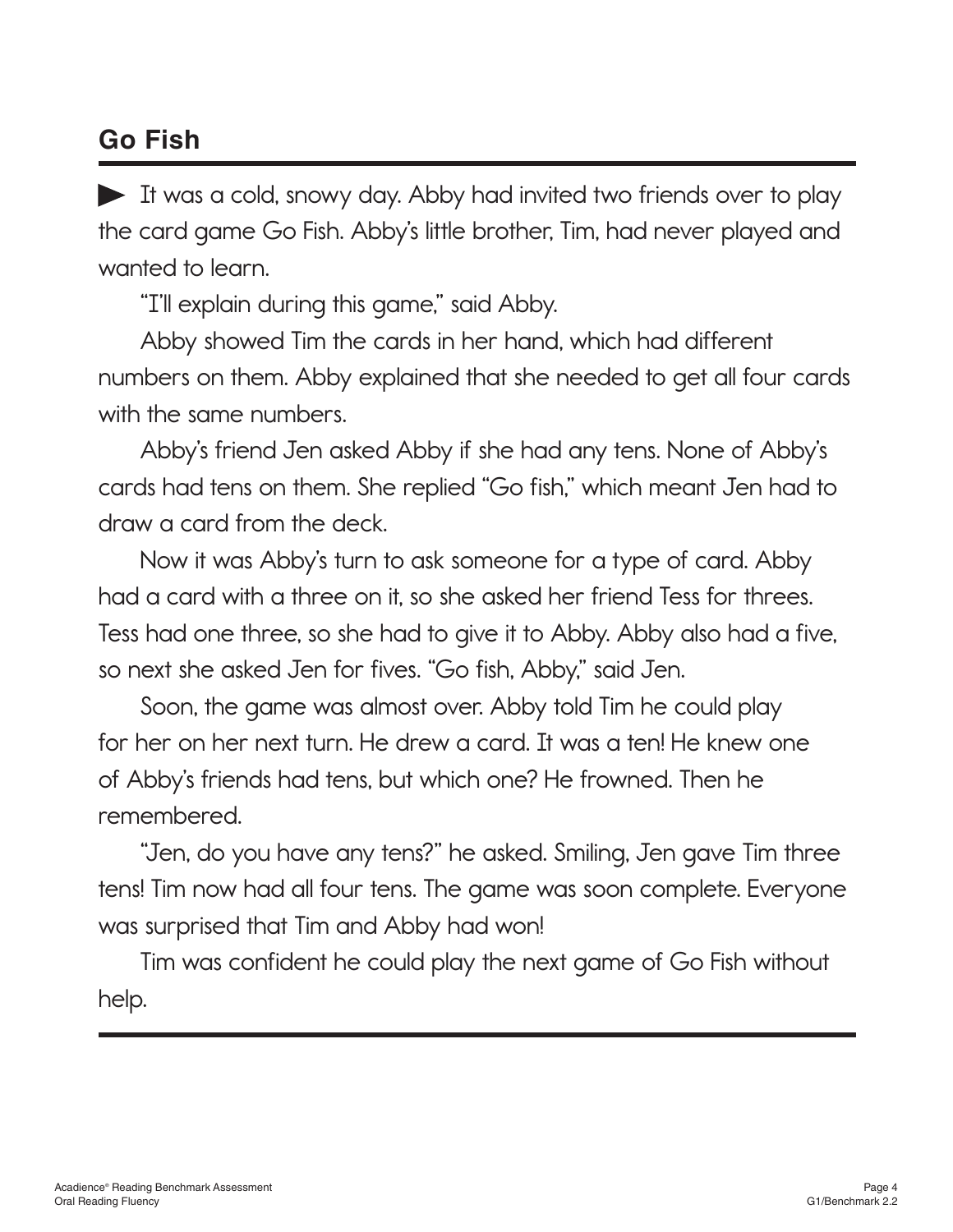## Go Fish

It was a cold, snowy day. Abby had invited two friends over to play the card game Go Fish. Abby's little brother, Tim, had never played and wanted to learn.

"I'll explain during this game," said Abby.

Abby showed Tim the cards in her hand, which had different numbers on them. Abby explained that she needed to get all four cards with the same numbers.

Abby's friend Jen asked Abby if she had any tens. None of Abby's cards had tens on them. She replied "Go fish," which meant Jen had to draw a card from the deck.

Now it was Abby's turn to ask someone for a type of card. Abby had a card with a three on it, so she asked her friend Tess for threes. Tess had one three, so she had to give it to Abby. Abby also had a five, so next she asked Jen for fives. "Go fish, Abby," said Jen.

Soon, the game was almost over. Abby told Tim he could play for her on her next turn. He drew a card. It was a ten! He knew one of Abby's friends had tens, but which one? He frowned. Then he remembered.

"Jen, do you have any tens?" he asked. Smiling, Jen gave Tim three tens! Tim now had all four tens. The game was soon complete. Everyone was surprised that Tim and Abby had won!

Tim was confident he could play the next game of Go Fish without help.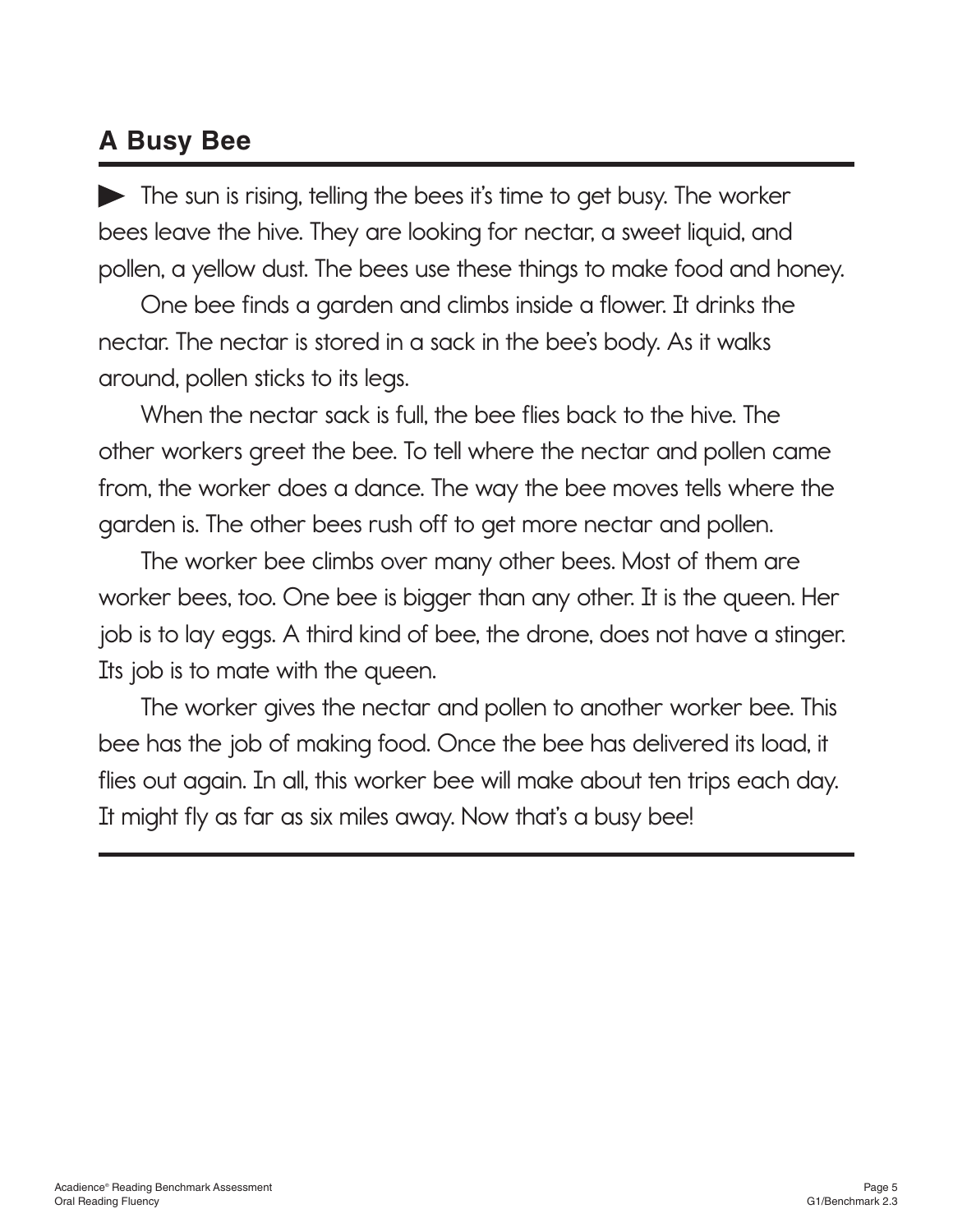## A Busy Bee

The sun is rising, telling the bees it's time to get busy. The worker bees leave the hive. They are looking for nectar, a sweet liquid, and pollen, a yellow dust. The bees use these things to make food and honey.

One bee finds a garden and climbs inside a flower. It drinks the nectar. The nectar is stored in a sack in the bee's body. As it walks around, pollen sticks to its legs.

When the nectar sack is full, the bee flies back to the hive. The other workers greet the bee. To tell where the nectar and pollen came from, the worker does a dance. The way the bee moves tells where the garden is. The other bees rush off to get more nectar and pollen.

The worker bee climbs over many other bees. Most of them are worker bees, too. One bee is bigger than any other. It is the queen. Her job is to lay eggs. A third kind of bee, the drone, does not have a stinger. Its job is to mate with the queen.

The worker gives the nectar and pollen to another worker bee. This bee has the job of making food. Once the bee has delivered its load, it flies out again. In all, this worker bee will make about ten trips each day. It might fly as far as six miles away. Now that's a busy bee!